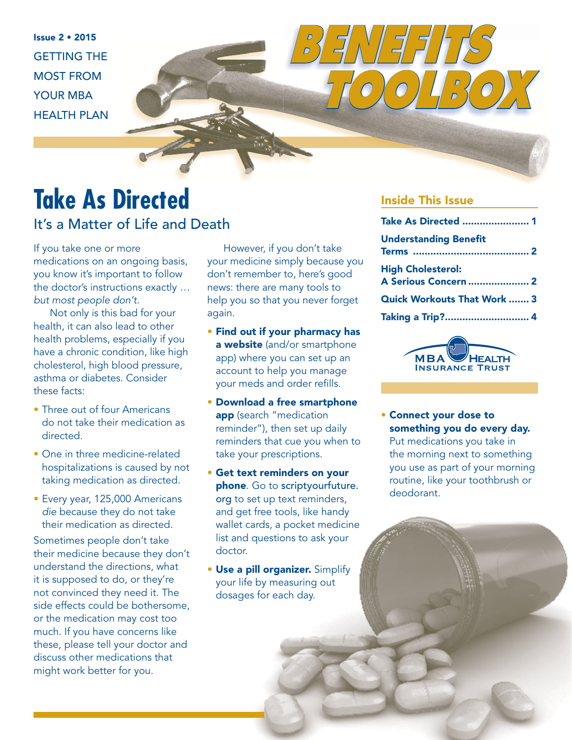Issue 2 • 2015

GETTING THE MOST FROM YOUR MBA HEALTH PLAN

# BENEFITS TOOLBOX

## Inside This Issue

- Take As Directed ....................... 1
- Understanding Benefit Terms ....................................... 2
- High Cholesterol: A Serious Concern ..................... 2
- Quick Workouts That Work ....... 3
- Taking a Trip?............................. 4

MBA HEALTH INSURANCE TRUST

# Take As Directed

## It's a Matter of Life and Death

If you take one or more medications on an ongoing basis, you know it's important to follow the doctor's instructions exactly … *but most people don't.*

Not only is this bad for your health, it can also lead to other health problems, especially if you have a chronic condition, like high cholesterol, high blood pressure, asthma or diabetes. Consider these facts:

- Three out of four Americans do not take their medication as directed.
- One in three medicine-related hospitalizations is caused by not taking medication as directed.
- Every year, 125,000 Americans *die* because they do not take their medication as directed.

Sometimes people don't take their medicine because they don't understand the directions, what it is supposed to do, or they're not convinced they need it. The side effects could be bothersome, or the medication may cost too much. If you have concerns like these, please tell your doctor and discuss other medications that might work better for you.

However, if you don't take your medicine simply because you don't remember to, here's good news: there are many tools to help you so that you never forget again.

- **Find out if your pharmacy has a website** (and/or smartphone app) where you can set up an account to help you manage your meds and order refills.
- **Download a free smartphone app** (search "medication reminder"), then set up daily reminders that cue you when to take your prescriptions.
- **Get text reminders on your phone**. Go to **scriptyourfuture.org** to set up text reminders, and get free tools, like handy wallet cards, a pocket medicine list and questions to ask your doctor.
- **Use a pill organizer.** Simplify your life by measuring out dosages for each day.
- **Connect your dose to something you do every day.** Put medications you take in the morning next to something you use as part of your morning routine, like your toothbrush or deodorant.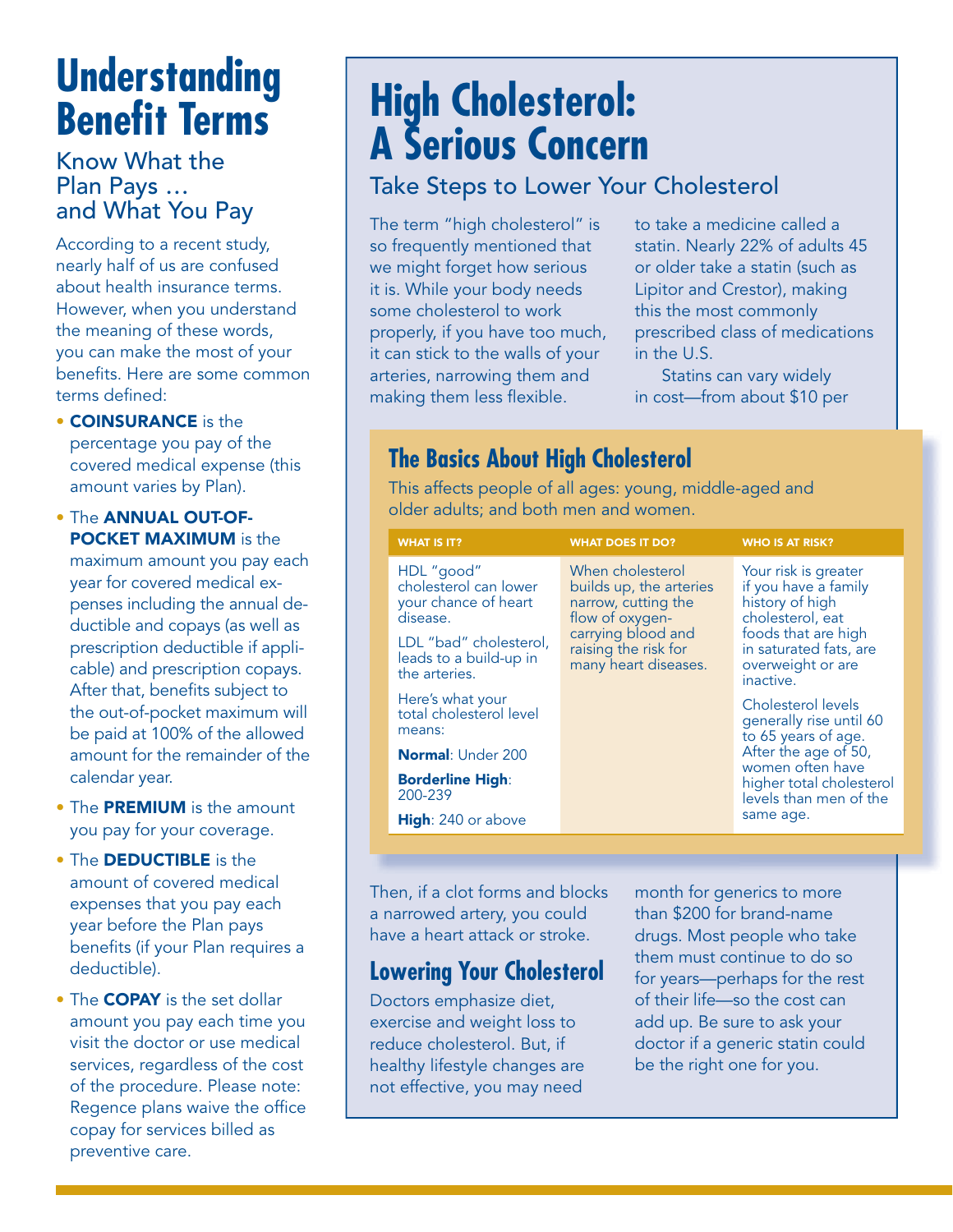# Understanding Benefit Terms

## Know What the Plan Pays … and What You Pay

According to a recent study, nearly half of us are confused about health insurance terms. However, when you understand the meaning of these words, you can make the most of your benefits. Here are some common terms defined:

- **COINSURANCE** is the percentage you pay of the covered medical expense (this amount varies by Plan).
- The **ANNUAL OUT-OF-POCKET MAXIMUM** is the maximum amount you pay each year for covered medical expenses including the annual deductible and copays (as well as prescription deductible if applicable) and prescription copays. After that, benefits subject to the out-of-pocket maximum will be paid at 100% of the allowed amount for the remainder of the calendar year.
- The **PREMIUM** is the amount you pay for your coverage.
- The **DEDUCTIBLE** is the amount of covered medical expenses that you pay each year before the Plan pays benefits (if your Plan requires a deductible).
- The **COPAY** is the set dollar amount you pay each time you visit the doctor or use medical services, regardless of the cost of the procedure. Please note: Regence plans waive the office copay for services billed as preventive care.

# High Cholesterol: A Serious Concern

## Take Steps to Lower Your Cholesterol

The term "high cholesterol" is so frequently mentioned that we might forget how serious it is. While your body needs some cholesterol to work properly, if you have too much, it can stick to the walls of your arteries, narrowing them and making them less flexible.

Then, if a clot forms and blocks a narrowed artery, you could have a heart attack or stroke.

### Lowering Your Cholesterol

Doctors emphasize diet, exercise and weight loss to reduce cholesterol. But, if healthy lifestyle changes are not effective, you may need to take a medicine called a statin. Nearly 22% of adults 45 or older take a statin (such as Lipitor and Crestor), making this the most commonly prescribed class of medications in the U.S.

Statins can vary widely in cost—from about $10 per month for generics to more than $200 for brand-name drugs. Most people who take them must continue to do so for years—perhaps for the rest of their life—so the cost can add up. Be sure to ask your doctor if a generic statin could be the right one for you.

### The Basics About High Cholesterol

This affects people of all ages: young, middle-aged and older adults; and both men and women.

| WHAT IS IT? | WHAT DOES IT DO? | WHO IS AT RISK? |
|---|---|---|
| HDL "good" cholesterol can lower your chance of heart disease.<br><br>LDL "bad" cholesterol, leads to a build-up in the arteries.<br><br>Here's what your total cholesterol level means:<br><br>**Normal**: Under 200<br><br>**Borderline High**: 200-239<br><br>**High**: 240 or above | When cholesterol builds up, the arteries narrow, cutting the flow of oxygen-carrying blood and raising the risk for many heart diseases. | Your risk is greater if you have a family history of high cholesterol, eat foods that are high in saturated fats, are overweight or are inactive.<br><br>Cholesterol levels generally rise until 60 to 65 years of age. After the age of 50, women often have higher total cholesterol levels than men of the same age. |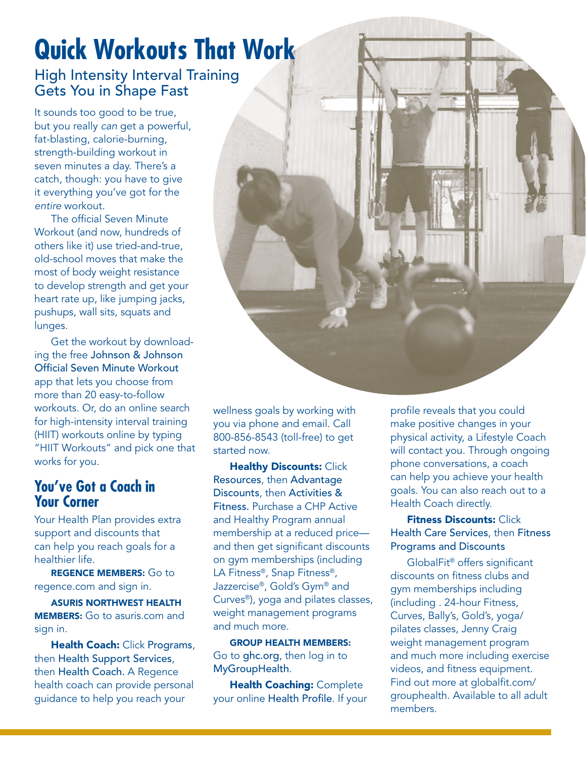# Quick Workouts That Work

## High Intensity Interval Training Gets You in Shape Fast

It sounds too good to be true, but you really *can* get a powerful, fat-blasting, calorie-burning, strength-building workout in seven minutes a day. There's a catch, though: you have to give it everything you've got for the *entire* workout.

The official Seven Minute Workout (and now, hundreds of others like it) use tried-and-true, old-school moves that make the most of body weight resistance to develop strength and get your heart rate up, like jumping jacks, pushups, wall sits, squats and lunges.

Get the workout by downloading the free Johnson & Johnson Official Seven Minute Workout app that lets you choose from more than 20 easy-to-follow workouts. Or, do an online search for high-intensity interval training (HIIT) workouts online by typing "HIIT Workouts" and pick one that works for you.

## You've Got a Coach in Your Corner

Your Health Plan provides extra support and discounts that can help you reach goals for a healthier life.

**REGENCE MEMBERS:** Go to regence.com and sign in.

**ASURIS NORTHWEST HEALTH MEMBERS:** Go to asuris.com and sign in.

**Health Coach:** Click Programs, then Health Support Services, then Health Coach. A Regence health coach can provide personal guidance to help you reach your wellness goals by working with you via phone and email. Call 800-856-8543 (toll-free) to get started now.

**Healthy Discounts:** Click Resources, then Advantage Discounts, then Activities & Fitness. Purchase a CHP Active and Healthy Program annual membership at a reduced price—and then get significant discounts on gym memberships (including LA Fitness®, Snap Fitness®, Jazzercise®, Gold's Gym® and Curves®), yoga and pilates classes, weight management programs and much more.

**GROUP HEALTH MEMBERS:** Go to ghc.org, then log in to MyGroupHealth.

**Health Coaching:** Complete your online Health Profile. If your profile reveals that you could make positive changes in your physical activity, a Lifestyle Coach will contact you. Through ongoing phone conversations, a coach can help you achieve your health goals. You can also reach out to a Health Coach directly.

**Fitness Discounts:** Click Health Care Services, then Fitness Programs and Discounts

GlobalFit® offers significant discounts on fitness clubs and gym memberships including (including . 24-hour Fitness, Curves, Bally's, Gold's, yoga/pilates classes, Jenny Craig weight management program and much more including exercise videos, and fitness equipment. Find out more at globalfit.com/grouphealth. Available to all adult members.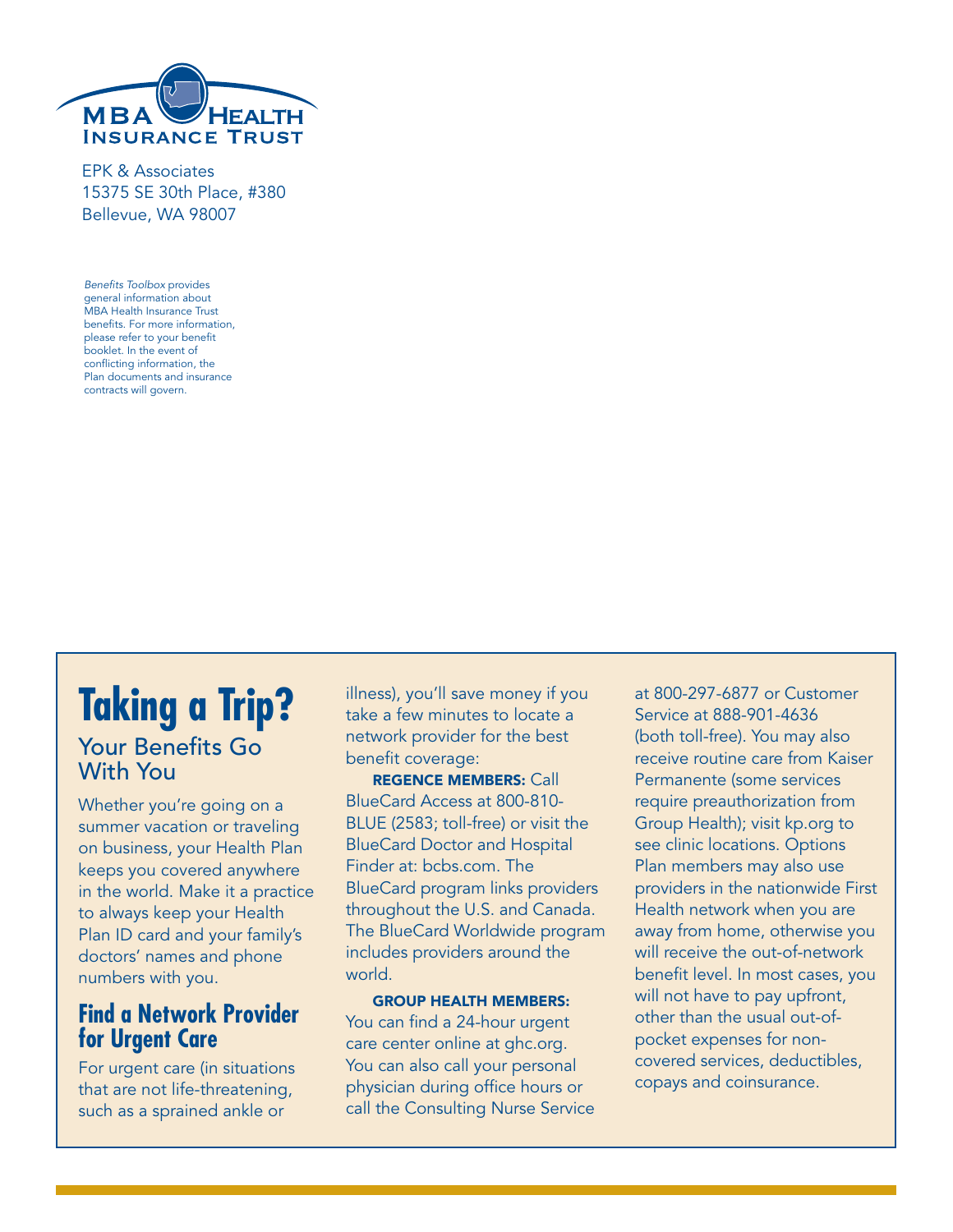MBA Health Insurance Trust

EPK & Associates
15375 SE 30th Place, #380
Bellevue, WA 98007

*Benefits Toolbox* provides general information about MBA Health Insurance Trust benefits. For more information, please refer to your benefit booklet. In the event of conflicting information, the Plan documents and insurance contracts will govern.

# Taking a Trip?

## Your Benefits Go With You

Whether you're going on a summer vacation or traveling on business, your Health Plan keeps you covered anywhere in the world. Make it a practice to always keep your Health Plan ID card and your family's doctors' names and phone numbers with you.

## Find a Network Provider for Urgent Care

For urgent care (in situations that are not life-threatening, such as a sprained ankle or illness), you'll save money if you take a few minutes to locate a network provider for the best benefit coverage:

**REGENCE MEMBERS:** Call BlueCard Access at 800-810-BLUE (2583; toll-free) or visit the BlueCard Doctor and Hospital Finder at: bcbs.com. The BlueCard program links providers throughout the U.S. and Canada. The BlueCard Worldwide program includes providers around the world.

**GROUP HEALTH MEMBERS:** You can find a 24-hour urgent care center online at ghc.org. You can also call your personal physician during office hours or call the Consulting Nurse Service at 800-297-6877 or Customer Service at 888-901-4636 (both toll-free). You may also receive routine care from Kaiser Permanente (some services require preauthorization from Group Health); visit kp.org to see clinic locations. Options Plan members may also use providers in the nationwide First Health network when you are away from home, otherwise you will receive the out-of-network benefit level. In most cases, you will not have to pay upfront, other than the usual out-of-pocket expenses for non-covered services, deductibles, copays and coinsurance.